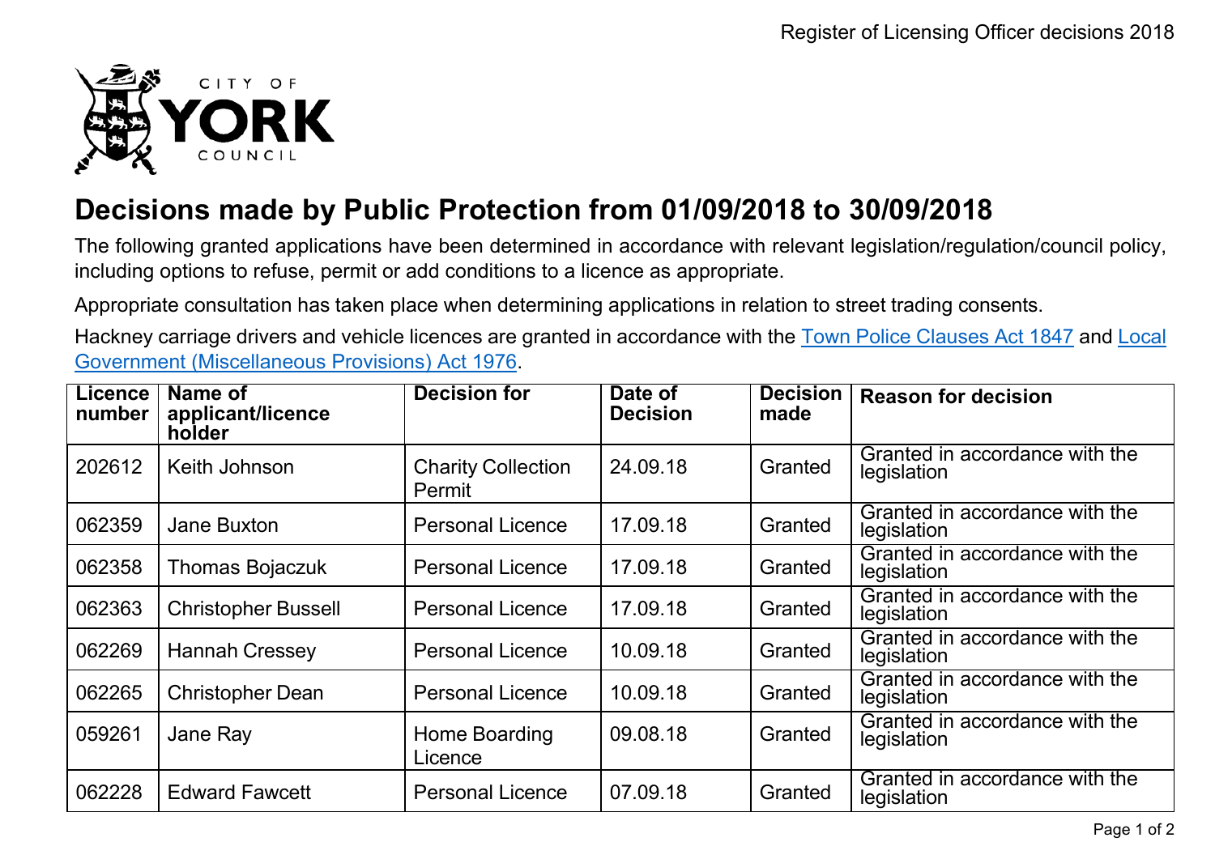# Decisions made by Public Protection from 01/09/2018 to 30/09/2018

The following granted applications have been determined in accordance with relevant legislation/regulation/council policy, including options to refuse, permit or add conditions to a licence as appropriate.

Appropriate consultation has taken place when determining applications in relation to street trading consents.

Hackney carriage drivers and vehicle licences are granted in accordance with the Town Police Clauses Act 1847 and Local Government (Miscellaneous Provisions) Act 1976.

| Licence number | Name of applicant/licence holder | Decision for | Date of Decision | Decision made | Reason for decision |
|---|---|---|---|---|---|
| 202612 | Keith Johnson | Charity Collection Permit | 24.09.18 | Granted | Granted in accordance with the legislation |
| 062359 | Jane Buxton | Personal Licence | 17.09.18 | Granted | Granted in accordance with the legislation |
| 062358 | Thomas Bojaczuk | Personal Licence | 17.09.18 | Granted | Granted in accordance with the legislation |
| 062363 | Christopher Bussell | Personal Licence | 17.09.18 | Granted | Granted in accordance with the legislation |
| 062269 | Hannah Cressey | Personal Licence | 10.09.18 | Granted | Granted in accordance with the legislation |
| 062265 | Christopher Dean | Personal Licence | 10.09.18 | Granted | Granted in accordance with the legislation |
| 059261 | Jane Ray | Home Boarding Licence | 09.08.18 | Granted | Granted in accordance with the legislation |
| 062228 | Edward Fawcett | Personal Licence | 07.09.18 | Granted | Granted in accordance with the legislation |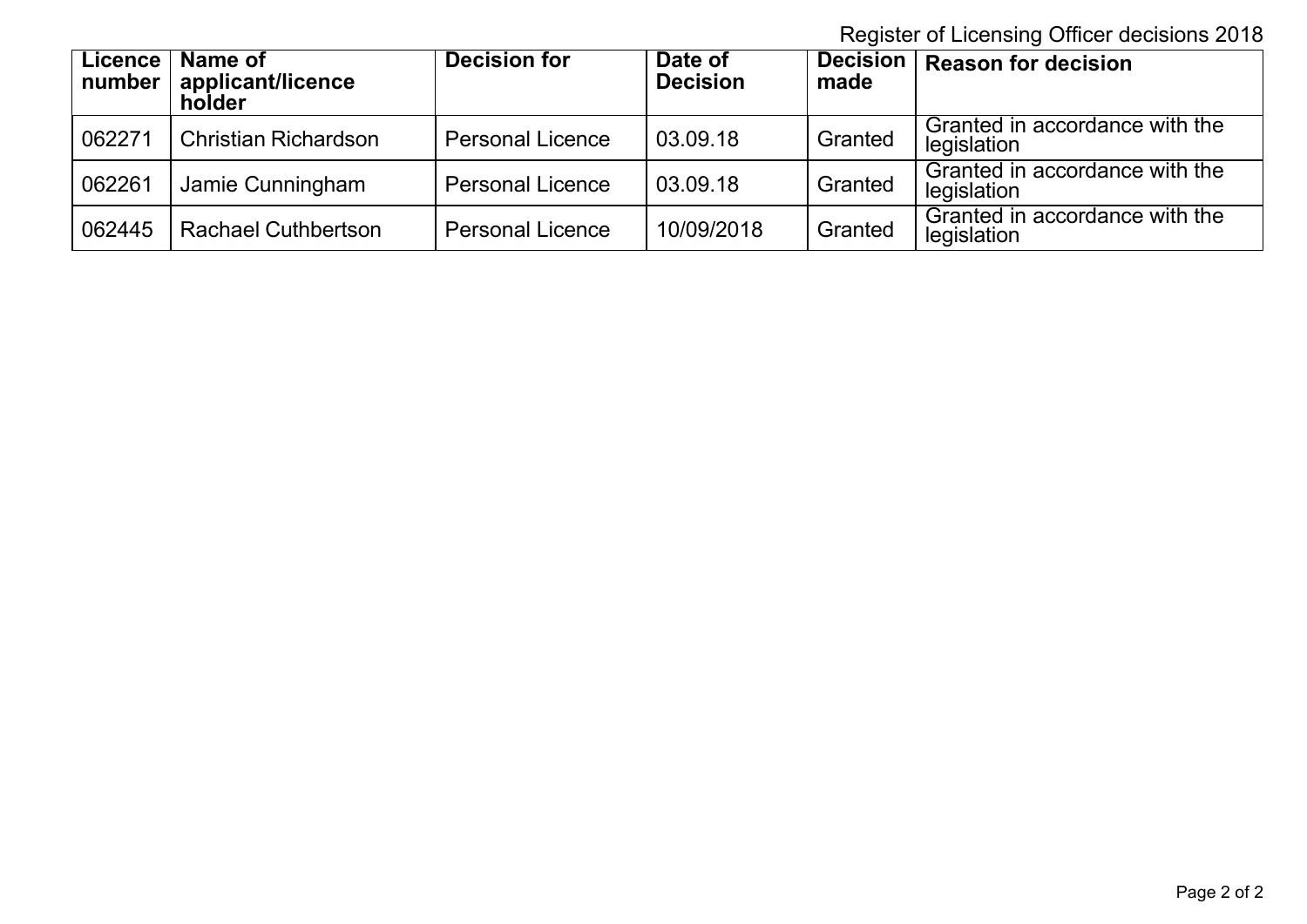Register of Licensing Officer decisions 2018

| Licence number | Name of applicant/licence holder | Decision for | Date of Decision | Decision made | Reason for decision |
|---|---|---|---|---|---|
| 062271 | Christian Richardson | Personal Licence | 03.09.18 | Granted | Granted in accordance with the legislation |
| 062261 | Jamie Cunningham | Personal Licence | 03.09.18 | Granted | Granted in accordance with the legislation |
| 062445 | Rachael Cuthbertson | Personal Licence | 10/09/2018 | Granted | Granted in accordance with the legislation |